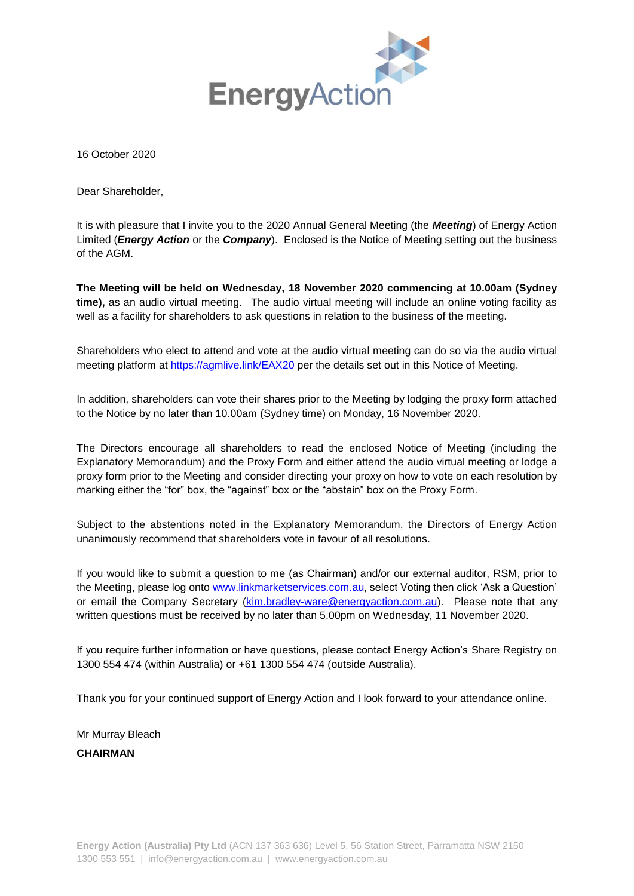16 October 2020

Dear Shareholder,

It is with pleasure that I invite you to the 2020 Annual General Meeting (the ***Meeting***) of Energy Action Limited (***Energy Action*** or the ***Company***). Enclosed is the Notice of Meeting setting out the business of the AGM.

**The Meeting will be held on Wednesday, 18 November 2020 commencing at 10.00am (Sydney time),** as an audio virtual meeting. The audio virtual meeting will include an online voting facility as well as a facility for shareholders to ask questions in relation to the business of the meeting.

Shareholders who elect to attend and vote at the audio virtual meeting can do so via the audio virtual meeting platform at https://agmlive.link/EAX20 per the details set out in this Notice of Meeting.

In addition, shareholders can vote their shares prior to the Meeting by lodging the proxy form attached to the Notice by no later than 10.00am (Sydney time) on Monday, 16 November 2020.

The Directors encourage all shareholders to read the enclosed Notice of Meeting (including the Explanatory Memorandum) and the Proxy Form and either attend the audio virtual meeting or lodge a proxy form prior to the Meeting and consider directing your proxy on how to vote on each resolution by marking either the "for" box, the "against" box or the "abstain" box on the Proxy Form.

Subject to the abstentions noted in the Explanatory Memorandum, the Directors of Energy Action unanimously recommend that shareholders vote in favour of all resolutions.

If you would like to submit a question to me (as Chairman) and/or our external auditor, RSM, prior to the Meeting, please log onto www.linkmarketservices.com.au, select Voting then click 'Ask a Question' or email the Company Secretary (kim.bradley-ware@energyaction.com.au). Please note that any written questions must be received by no later than 5.00pm on Wednesday, 11 November 2020.

If you require further information or have questions, please contact Energy Action's Share Registry on 1300 554 474 (within Australia) or +61 1300 554 474 (outside Australia).

Thank you for your continued support of Energy Action and I look forward to your attendance online.

Mr Murray Bleach

**CHAIRMAN**

**Energy Action (Australia) Pty Ltd** (ACN 137 363 636) Level 5, 56 Station Street, Parramatta NSW 2150
1300 553 551 | info@energyaction.com.au | www.energyaction.com.au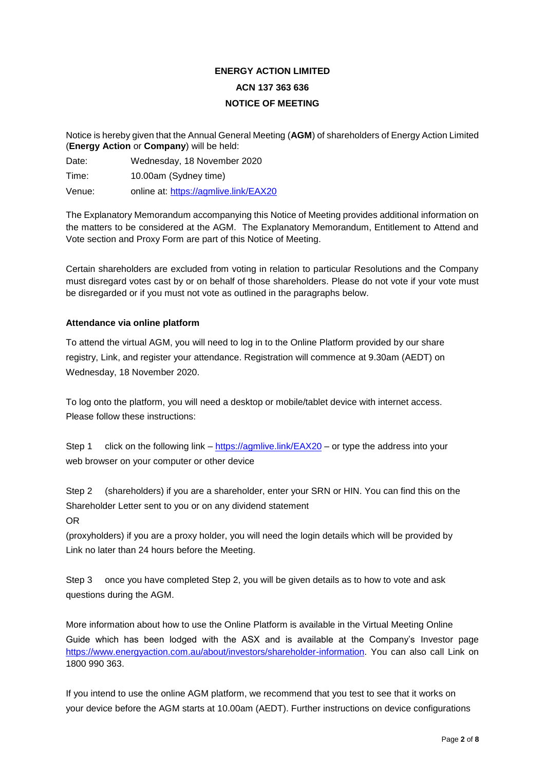**ENERGY ACTION LIMITED**

**ACN 137 363 636**

**NOTICE OF MEETING**

Notice is hereby given that the Annual General Meeting (**AGM**) of shareholders of Energy Action Limited (**Energy Action** or **Company**) will be held:

Date: Wednesday, 18 November 2020

Time: 10.00am (Sydney time)

Venue: online at: https://agmlive.link/EAX20

The Explanatory Memorandum accompanying this Notice of Meeting provides additional information on the matters to be considered at the AGM. The Explanatory Memorandum, Entitlement to Attend and Vote section and Proxy Form are part of this Notice of Meeting.

Certain shareholders are excluded from voting in relation to particular Resolutions and the Company must disregard votes cast by or on behalf of those shareholders. Please do not vote if your vote must be disregarded or if you must not vote as outlined in the paragraphs below.

**Attendance via online platform**

To attend the virtual AGM, you will need to log in to the Online Platform provided by our share registry, Link, and register your attendance. Registration will commence at 9.30am (AEDT) on Wednesday, 18 November 2020.

To log onto the platform, you will need a desktop or mobile/tablet device with internet access. Please follow these instructions:

Step 1 click on the following link – https://agmlive.link/EAX20 – or type the address into your web browser on your computer or other device

Step 2 (shareholders) if you are a shareholder, enter your SRN or HIN. You can find this on the Shareholder Letter sent to you or on any dividend statement

OR

(proxyholders) if you are a proxy holder, you will need the login details which will be provided by Link no later than 24 hours before the Meeting.

Step 3 once you have completed Step 2, you will be given details as to how to vote and ask questions during the AGM.

More information about how to use the Online Platform is available in the Virtual Meeting Online Guide which has been lodged with the ASX and is available at the Company's Investor page https://www.energyaction.com.au/about/investors/shareholder-information. You can also call Link on 1800 990 363.

If you intend to use the online AGM platform, we recommend that you test to see that it works on your device before the AGM starts at 10.00am (AEDT). Further instructions on device configurations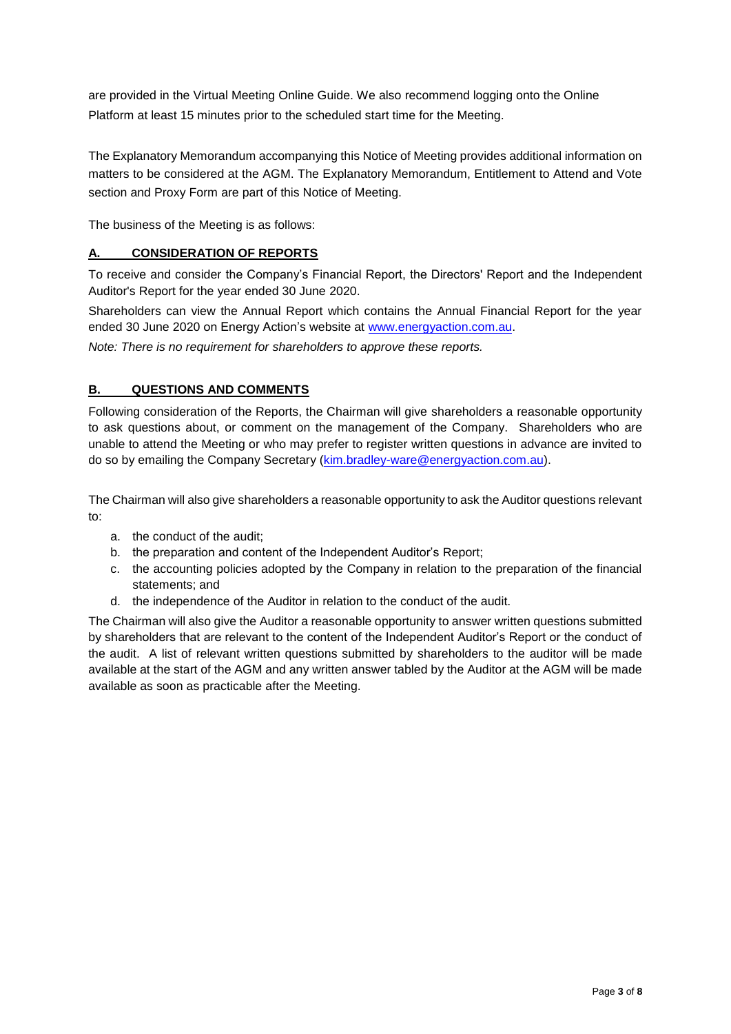are provided in the Virtual Meeting Online Guide. We also recommend logging onto the Online Platform at least 15 minutes prior to the scheduled start time for the Meeting.

The Explanatory Memorandum accompanying this Notice of Meeting provides additional information on matters to be considered at the AGM. The Explanatory Memorandum, Entitlement to Attend and Vote section and Proxy Form are part of this Notice of Meeting.

The business of the Meeting is as follows:

## A. CONSIDERATION OF REPORTS

To receive and consider the Company's Financial Report, the Directors' Report and the Independent Auditor's Report for the year ended 30 June 2020.

Shareholders can view the Annual Report which contains the Annual Financial Report for the year ended 30 June 2020 on Energy Action's website at www.energyaction.com.au.

*Note: There is no requirement for shareholders to approve these reports.*

## B. QUESTIONS AND COMMENTS

Following consideration of the Reports, the Chairman will give shareholders a reasonable opportunity to ask questions about, or comment on the management of the Company. Shareholders who are unable to attend the Meeting or who may prefer to register written questions in advance are invited to do so by emailing the Company Secretary (kim.bradley-ware@energyaction.com.au).

The Chairman will also give shareholders a reasonable opportunity to ask the Auditor questions relevant to:

a. the conduct of the audit;
b. the preparation and content of the Independent Auditor's Report;
c. the accounting policies adopted by the Company in relation to the preparation of the financial statements; and
d. the independence of the Auditor in relation to the conduct of the audit.

The Chairman will also give the Auditor a reasonable opportunity to answer written questions submitted by shareholders that are relevant to the content of the Independent Auditor's Report or the conduct of the audit. A list of relevant written questions submitted by shareholders to the auditor will be made available at the start of the AGM and any written answer tabled by the Auditor at the AGM will be made available as soon as practicable after the Meeting.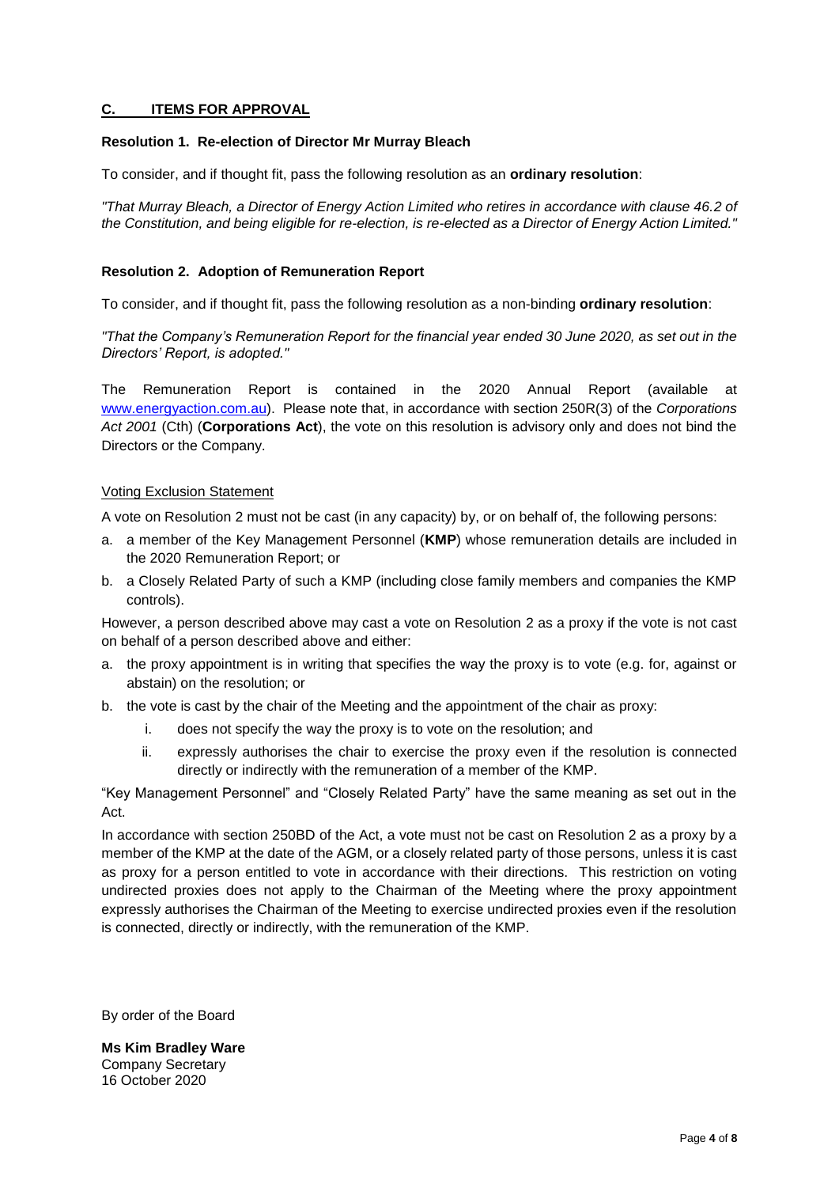## C. ITEMS FOR APPROVAL

### Resolution 1. Re-election of Director Mr Murray Bleach

To consider, and if thought fit, pass the following resolution as an **ordinary resolution**:

*"That Murray Bleach, a Director of Energy Action Limited who retires in accordance with clause 46.2 of the Constitution, and being eligible for re-election, is re-elected as a Director of Energy Action Limited."*

### Resolution 2. Adoption of Remuneration Report

To consider, and if thought fit, pass the following resolution as a non-binding **ordinary resolution**:

*"That the Company's Remuneration Report for the financial year ended 30 June 2020, as set out in the Directors' Report, is adopted."*

The Remuneration Report is contained in the 2020 Annual Report (available at www.energyaction.com.au). Please note that, in accordance with section 250R(3) of the *Corporations Act 2001* (Cth) (**Corporations Act**), the vote on this resolution is advisory only and does not bind the Directors or the Company.

Voting Exclusion Statement

A vote on Resolution 2 must not be cast (in any capacity) by, or on behalf of, the following persons:

a. a member of the Key Management Personnel (**KMP**) whose remuneration details are included in the 2020 Remuneration Report; or
b. a Closely Related Party of such a KMP (including close family members and companies the KMP controls).

However, a person described above may cast a vote on Resolution 2 as a proxy if the vote is not cast on behalf of a person described above and either:

a. the proxy appointment is in writing that specifies the way the proxy is to vote (e.g. for, against or abstain) on the resolution; or
b. the vote is cast by the chair of the Meeting and the appointment of the chair as proxy:
    i. does not specify the way the proxy is to vote on the resolution; and
    ii. expressly authorises the chair to exercise the proxy even if the resolution is connected directly or indirectly with the remuneration of a member of the KMP.

"Key Management Personnel" and "Closely Related Party" have the same meaning as set out in the Act.

In accordance with section 250BD of the Act, a vote must not be cast on Resolution 2 as a proxy by a member of the KMP at the date of the AGM, or a closely related party of those persons, unless it is cast as proxy for a person entitled to vote in accordance with their directions. This restriction on voting undirected proxies does not apply to the Chairman of the Meeting where the proxy appointment expressly authorises the Chairman of the Meeting to exercise undirected proxies even if the resolution is connected, directly or indirectly, with the remuneration of the KMP.

By order of the Board

**Ms Kim Bradley Ware**
Company Secretary
16 October 2020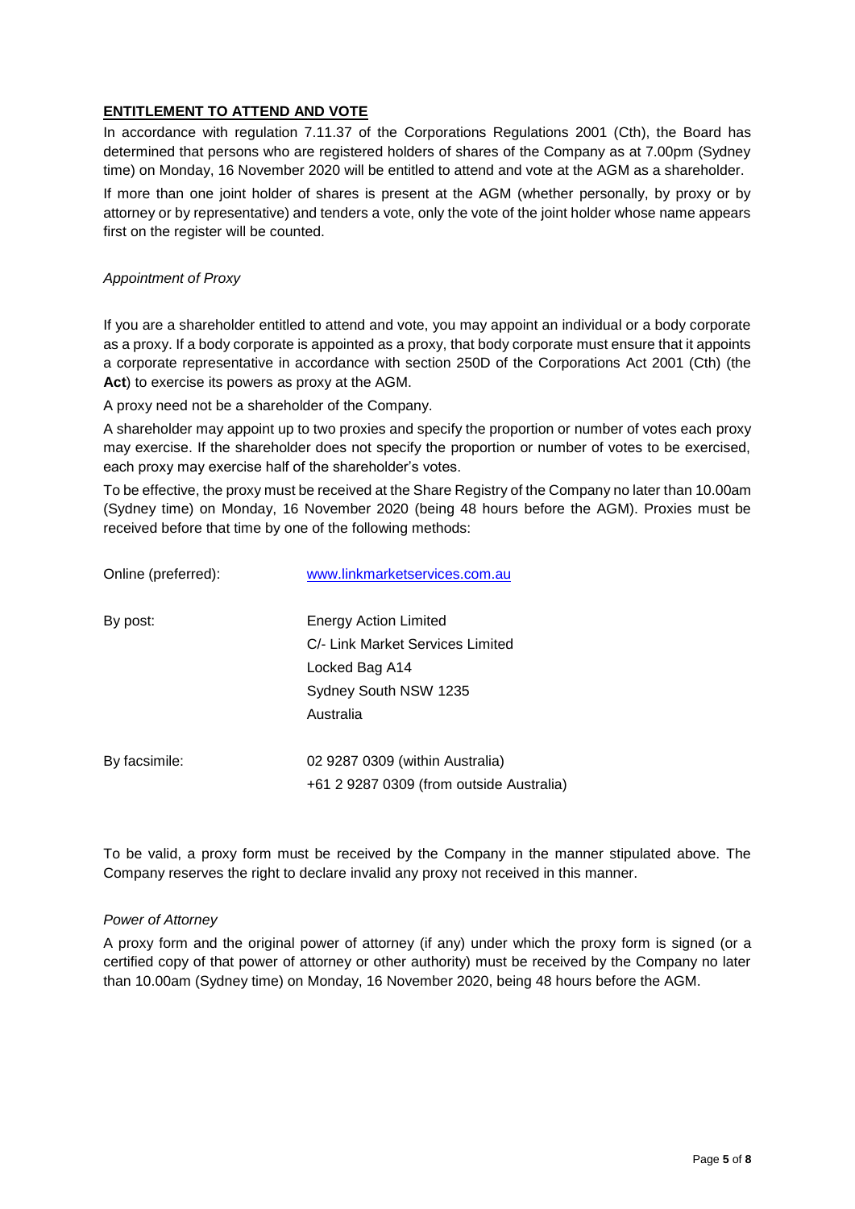## ENTITLEMENT TO ATTEND AND VOTE

In accordance with regulation 7.11.37 of the Corporations Regulations 2001 (Cth), the Board has determined that persons who are registered holders of shares of the Company as at 7.00pm (Sydney time) on Monday, 16 November 2020 will be entitled to attend and vote at the AGM as a shareholder.

If more than one joint holder of shares is present at the AGM (whether personally, by proxy or by attorney or by representative) and tenders a vote, only the vote of the joint holder whose name appears first on the register will be counted.

### *Appointment of Proxy*

If you are a shareholder entitled to attend and vote, you may appoint an individual or a body corporate as a proxy. If a body corporate is appointed as a proxy, that body corporate must ensure that it appoints a corporate representative in accordance with section 250D of the Corporations Act 2001 (Cth) (the **Act**) to exercise its powers as proxy at the AGM.

A proxy need not be a shareholder of the Company.

A shareholder may appoint up to two proxies and specify the proportion or number of votes each proxy may exercise. If the shareholder does not specify the proportion or number of votes to be exercised, each proxy may exercise half of the shareholder's votes.

To be effective, the proxy must be received at the Share Registry of the Company no later than 10.00am (Sydney time) on Monday, 16 November 2020 (being 48 hours before the AGM). Proxies must be received before that time by one of the following methods:

| | |
|---|---|
| Online (preferred): | www.linkmarketservices.com.au |
| By post: | Energy Action Limited<br>C/- Link Market Services Limited<br>Locked Bag A14<br>Sydney South NSW 1235<br>Australia |
| By facsimile: | 02 9287 0309 (within Australia)<br>+61 2 9287 0309 (from outside Australia) |

To be valid, a proxy form must be received by the Company in the manner stipulated above. The Company reserves the right to declare invalid any proxy not received in this manner.

### *Power of Attorney*

A proxy form and the original power of attorney (if any) under which the proxy form is signed (or a certified copy of that power of attorney or other authority) must be received by the Company no later than 10.00am (Sydney time) on Monday, 16 November 2020, being 48 hours before the AGM.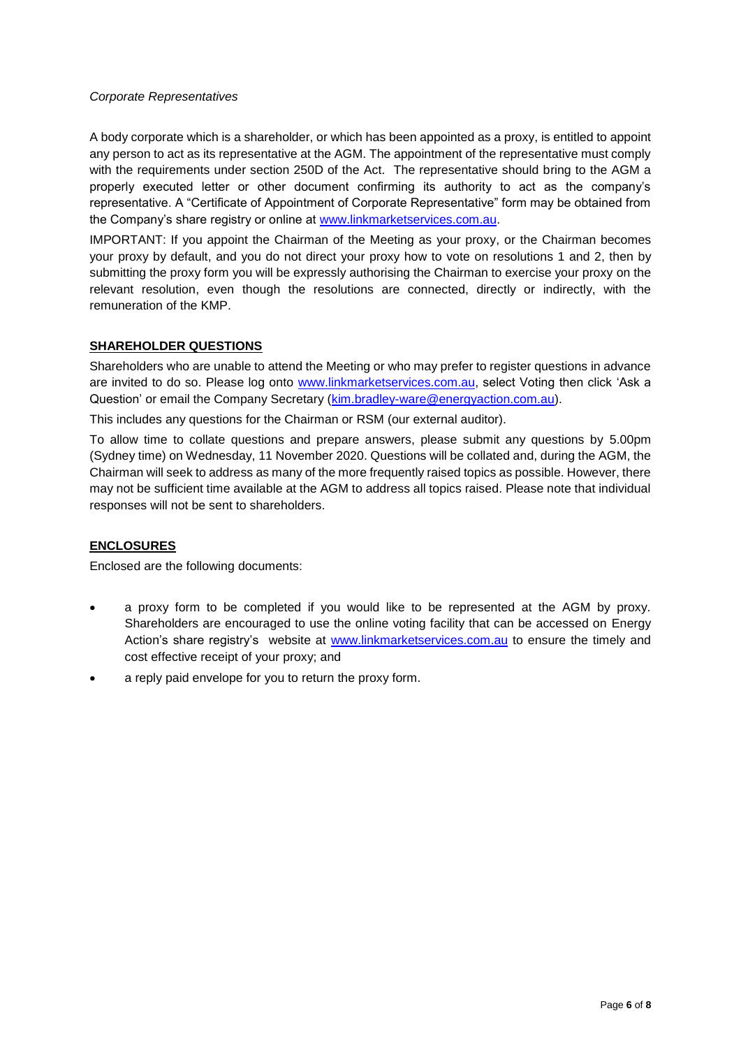*Corporate Representatives*

A body corporate which is a shareholder, or which has been appointed as a proxy, is entitled to appoint any person to act as its representative at the AGM. The appointment of the representative must comply with the requirements under section 250D of the Act. The representative should bring to the AGM a properly executed letter or other document confirming its authority to act as the company's representative. A "Certificate of Appointment of Corporate Representative" form may be obtained from the Company's share registry or online at www.linkmarketservices.com.au.

IMPORTANT: If you appoint the Chairman of the Meeting as your proxy, or the Chairman becomes your proxy by default, and you do not direct your proxy how to vote on resolutions 1 and 2, then by submitting the proxy form you will be expressly authorising the Chairman to exercise your proxy on the relevant resolution, even though the resolutions are connected, directly or indirectly, with the remuneration of the KMP.

## SHAREHOLDER QUESTIONS

Shareholders who are unable to attend the Meeting or who may prefer to register questions in advance are invited to do so. Please log onto www.linkmarketservices.com.au, select Voting then click 'Ask a Question' or email the Company Secretary (kim.bradley-ware@energyaction.com.au).

This includes any questions for the Chairman or RSM (our external auditor).

To allow time to collate questions and prepare answers, please submit any questions by 5.00pm (Sydney time) on Wednesday, 11 November 2020. Questions will be collated and, during the AGM, the Chairman will seek to address as many of the more frequently raised topics as possible. However, there may not be sufficient time available at the AGM to address all topics raised. Please note that individual responses will not be sent to shareholders.

## ENCLOSURES

Enclosed are the following documents:

- a proxy form to be completed if you would like to be represented at the AGM by proxy. Shareholders are encouraged to use the online voting facility that can be accessed on Energy Action's share registry's website at www.linkmarketservices.com.au to ensure the timely and cost effective receipt of your proxy; and
- a reply paid envelope for you to return the proxy form.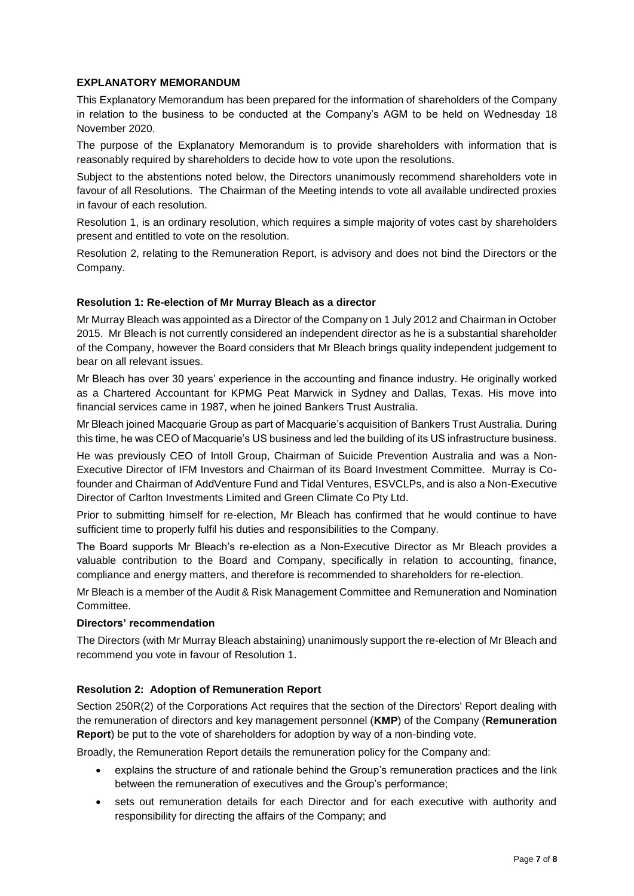## EXPLANATORY MEMORANDUM

This Explanatory Memorandum has been prepared for the information of shareholders of the Company in relation to the business to be conducted at the Company's AGM to be held on Wednesday 18 November 2020.

The purpose of the Explanatory Memorandum is to provide shareholders with information that is reasonably required by shareholders to decide how to vote upon the resolutions.

Subject to the abstentions noted below, the Directors unanimously recommend shareholders vote in favour of all Resolutions. The Chairman of the Meeting intends to vote all available undirected proxies in favour of each resolution.

Resolution 1, is an ordinary resolution, which requires a simple majority of votes cast by shareholders present and entitled to vote on the resolution.

Resolution 2, relating to the Remuneration Report, is advisory and does not bind the Directors or the Company.

### Resolution 1: Re-election of Mr Murray Bleach as a director

Mr Murray Bleach was appointed as a Director of the Company on 1 July 2012 and Chairman in October 2015. Mr Bleach is not currently considered an independent director as he is a substantial shareholder of the Company, however the Board considers that Mr Bleach brings quality independent judgement to bear on all relevant issues.

Mr Bleach has over 30 years' experience in the accounting and finance industry. He originally worked as a Chartered Accountant for KPMG Peat Marwick in Sydney and Dallas, Texas. His move into financial services came in 1987, when he joined Bankers Trust Australia.

Mr Bleach joined Macquarie Group as part of Macquarie's acquisition of Bankers Trust Australia. During this time, he was CEO of Macquarie's US business and led the building of its US infrastructure business.

He was previously CEO of Intoll Group, Chairman of Suicide Prevention Australia and was a Non-Executive Director of IFM Investors and Chairman of its Board Investment Committee. Murray is Co-founder and Chairman of AddVenture Fund and Tidal Ventures, ESVCLPs, and is also a Non-Executive Director of Carlton Investments Limited and Green Climate Co Pty Ltd.

Prior to submitting himself for re-election, Mr Bleach has confirmed that he would continue to have sufficient time to properly fulfil his duties and responsibilities to the Company.

The Board supports Mr Bleach's re-election as a Non-Executive Director as Mr Bleach provides a valuable contribution to the Board and Company, specifically in relation to accounting, finance, compliance and energy matters, and therefore is recommended to shareholders for re-election.

Mr Bleach is a member of the Audit & Risk Management Committee and Remuneration and Nomination Committee.

#### Directors' recommendation

The Directors (with Mr Murray Bleach abstaining) unanimously support the re-election of Mr Bleach and recommend you vote in favour of Resolution 1.

### Resolution 2: Adoption of Remuneration Report

Section 250R(2) of the Corporations Act requires that the section of the Directors' Report dealing with the remuneration of directors and key management personnel (**KMP**) of the Company (**Remuneration Report**) be put to the vote of shareholders for adoption by way of a non-binding vote.

Broadly, the Remuneration Report details the remuneration policy for the Company and:

- explains the structure of and rationale behind the Group's remuneration practices and the link between the remuneration of executives and the Group's performance;
- sets out remuneration details for each Director and for each executive with authority and responsibility for directing the affairs of the Company; and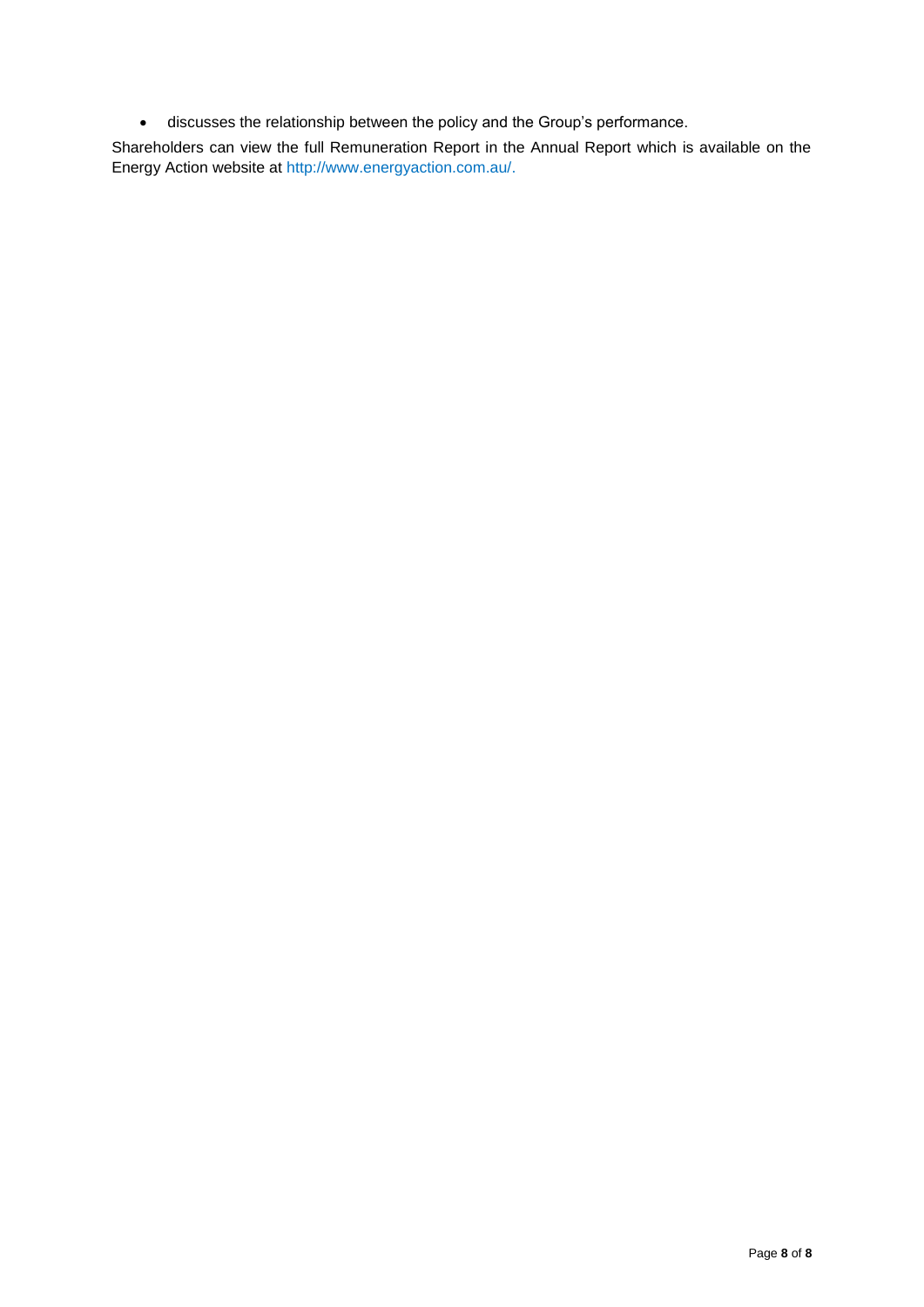- discusses the relationship between the policy and the Group's performance.

Shareholders can view the full Remuneration Report in the Annual Report which is available on the Energy Action website at http://www.energyaction.com.au/.